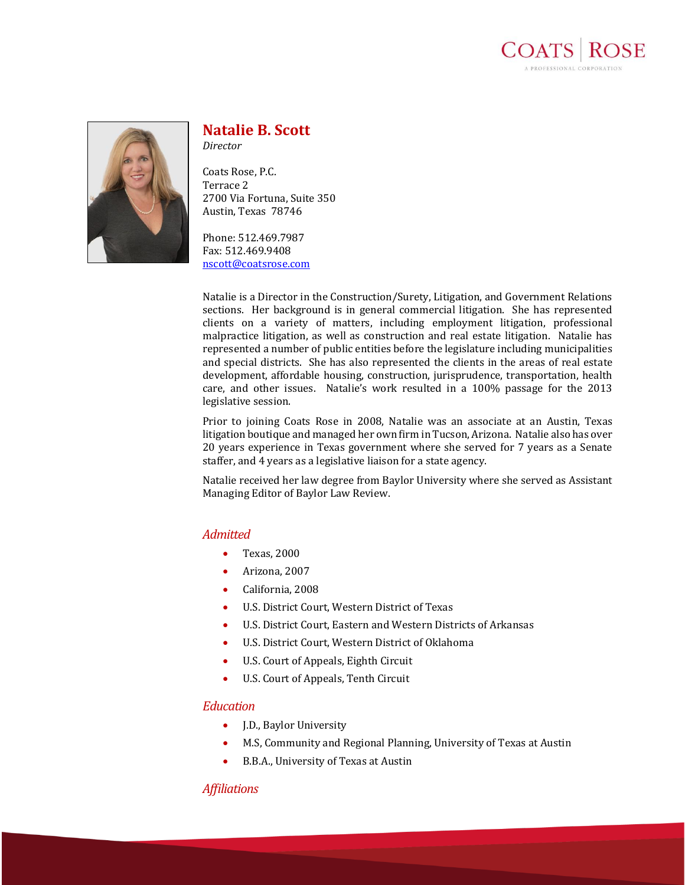# Natalie B. Scott

*Director*

Coats Rose, P.C.
Terrace 2
2700 Via Fortuna, Suite 350
Austin, Texas 78746

Phone: 512.469.7987
Fax: 512.469.9408
nscott@coatsrose.com

Natalie is a Director in the Construction/Surety, Litigation, and Government Relations sections. Her background is in general commercial litigation. She has represented clients on a variety of matters, including employment litigation, professional malpractice litigation, as well as construction and real estate litigation. Natalie has represented a number of public entities before the legislature including municipalities and special districts. She has also represented the clients in the areas of real estate development, affordable housing, construction, jurisprudence, transportation, health care, and other issues. Natalie's work resulted in a 100% passage for the 2013 legislative session.

Prior to joining Coats Rose in 2008, Natalie was an associate at an Austin, Texas litigation boutique and managed her own firm in Tucson, Arizona. Natalie also has over 20 years experience in Texas government where she served for 7 years as a Senate staffer, and 4 years as a legislative liaison for a state agency.

Natalie received her law degree from Baylor University where she served as Assistant Managing Editor of Baylor Law Review.

## *Admitted*

- Texas, 2000
- Arizona, 2007
- California, 2008
- U.S. District Court, Western District of Texas
- U.S. District Court, Eastern and Western Districts of Arkansas
- U.S. District Court, Western District of Oklahoma
- U.S. Court of Appeals, Eighth Circuit
- U.S. Court of Appeals, Tenth Circuit

## *Education*

- J.D., Baylor University
- M.S, Community and Regional Planning, University of Texas at Austin
- B.B.A., University of Texas at Austin

## *Affiliations*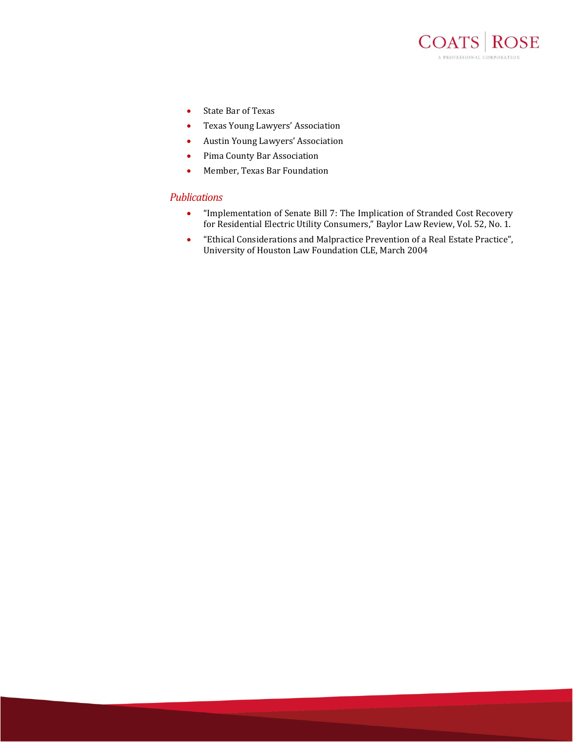- State Bar of Texas
- Texas Young Lawyers' Association
- Austin Young Lawyers' Association
- Pima County Bar Association
- Member, Texas Bar Foundation

### *Publications*

- "Implementation of Senate Bill 7: The Implication of Stranded Cost Recovery for Residential Electric Utility Consumers," Baylor Law Review, Vol. 52, No. 1.
- "Ethical Considerations and Malpractice Prevention of a Real Estate Practice", University of Houston Law Foundation CLE, March 2004